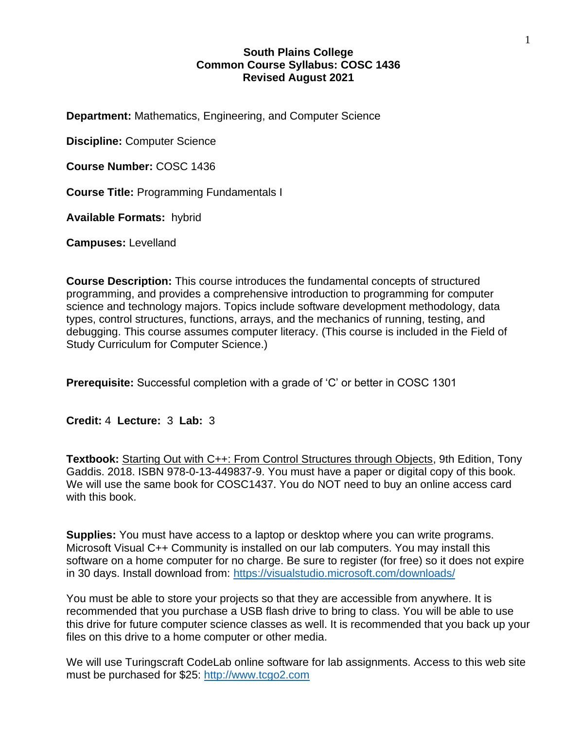**South Plains College**
**Common Course Syllabus: COSC 1436**
**Revised August 2021**

**Department:** Mathematics, Engineering, and Computer Science

**Discipline:** Computer Science

**Course Number:** COSC 1436

**Course Title:** Programming Fundamentals I

**Available Formats:** hybrid

**Campuses:** Levelland

**Course Description:** This course introduces the fundamental concepts of structured programming, and provides a comprehensive introduction to programming for computer science and technology majors. Topics include software development methodology, data types, control structures, functions, arrays, and the mechanics of running, testing, and debugging. This course assumes computer literacy. (This course is included in the Field of Study Curriculum for Computer Science.)

**Prerequisite:** Successful completion with a grade of 'C' or better in COSC 1301

**Credit:** 4 **Lecture:** 3 **Lab:** 3

**Textbook:** Starting Out with C++: From Control Structures through Objects, 9th Edition, Tony Gaddis. 2018. ISBN 978-0-13-449837-9. You must have a paper or digital copy of this book. We will use the same book for COSC1437. You do NOT need to buy an online access card with this book.

**Supplies:** You must have access to a laptop or desktop where you can write programs. Microsoft Visual C++ Community is installed on our lab computers. You may install this software on a home computer for no charge. Be sure to register (for free) so it does not expire in 30 days. Install download from: [https://visualstudio.microsoft.com/downloads/](https://visualstudio.microsoft.com/downloads/)

You must be able to store your projects so that they are accessible from anywhere. It is recommended that you purchase a USB flash drive to bring to class. You will be able to use this drive for future computer science classes as well. It is recommended that you back up your files on this drive to a home computer or other media.

We will use Turingscraft CodeLab online software for lab assignments. Access to this web site must be purchased for $25: [http://www.tcgo2.com](http://www.tcgo2.com)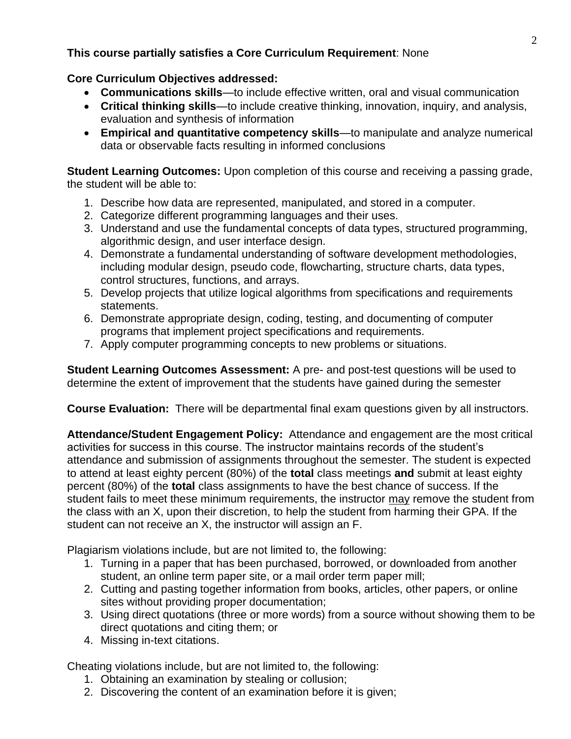**This course partially satisfies a Core Curriculum Requirement**: None

**Core Curriculum Objectives addressed:**

- **Communications skills**—to include effective written, oral and visual communication
- **Critical thinking skills**—to include creative thinking, innovation, inquiry, and analysis, evaluation and synthesis of information
- **Empirical and quantitative competency skills**—to manipulate and analyze numerical data or observable facts resulting in informed conclusions

**Student Learning Outcomes:** Upon completion of this course and receiving a passing grade, the student will be able to:

1. Describe how data are represented, manipulated, and stored in a computer.
2. Categorize different programming languages and their uses.
3. Understand and use the fundamental concepts of data types, structured programming, algorithmic design, and user interface design.
4. Demonstrate a fundamental understanding of software development methodologies, including modular design, pseudo code, flowcharting, structure charts, data types, control structures, functions, and arrays.
5. Develop projects that utilize logical algorithms from specifications and requirements statements.
6. Demonstrate appropriate design, coding, testing, and documenting of computer programs that implement project specifications and requirements.
7. Apply computer programming concepts to new problems or situations.

**Student Learning Outcomes Assessment:** A pre- and post-test questions will be used to determine the extent of improvement that the students have gained during the semester

**Course Evaluation:** There will be departmental final exam questions given by all instructors.

**Attendance/Student Engagement Policy:** Attendance and engagement are the most critical activities for success in this course. The instructor maintains records of the student's attendance and submission of assignments throughout the semester. The student is expected to attend at least eighty percent (80%) of the **total** class meetings **and** submit at least eighty percent (80%) of the **total** class assignments to have the best chance of success. If the student fails to meet these minimum requirements, the instructor <u>may</u> remove the student from the class with an X, upon their discretion, to help the student from harming their GPA. If the student can not receive an X, the instructor will assign an F.

Plagiarism violations include, but are not limited to, the following:

1. Turning in a paper that has been purchased, borrowed, or downloaded from another student, an online term paper site, or a mail order term paper mill;
2. Cutting and pasting together information from books, articles, other papers, or online sites without providing proper documentation;
3. Using direct quotations (three or more words) from a source without showing them to be direct quotations and citing them; or
4. Missing in-text citations.

Cheating violations include, but are not limited to, the following:

1. Obtaining an examination by stealing or collusion;
2. Discovering the content of an examination before it is given;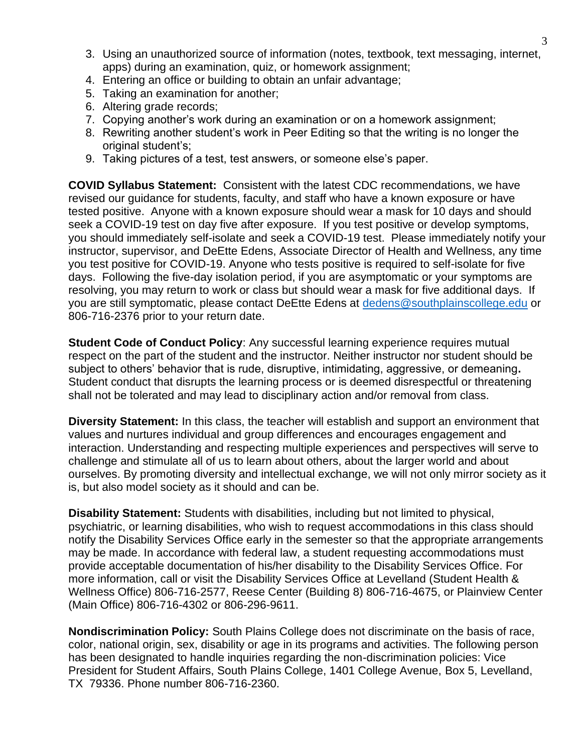3. Using an unauthorized source of information (notes, textbook, text messaging, internet, apps) during an examination, quiz, or homework assignment;
4. Entering an office or building to obtain an unfair advantage;
5. Taking an examination for another;
6. Altering grade records;
7. Copying another's work during an examination or on a homework assignment;
8. Rewriting another student's work in Peer Editing so that the writing is no longer the original student's;
9. Taking pictures of a test, test answers, or someone else's paper.

**COVID Syllabus Statement:** Consistent with the latest CDC recommendations, we have revised our guidance for students, faculty, and staff who have a known exposure or have tested positive. Anyone with a known exposure should wear a mask for 10 days and should seek a COVID-19 test on day five after exposure. If you test positive or develop symptoms, you should immediately self-isolate and seek a COVID-19 test. Please immediately notify your instructor, supervisor, and DeEtte Edens, Associate Director of Health and Wellness, any time you test positive for COVID-19. Anyone who tests positive is required to self-isolate for five days. Following the five-day isolation period, if you are asymptomatic or your symptoms are resolving, you may return to work or class but should wear a mask for five additional days. If you are still symptomatic, please contact DeEtte Edens at dedens@southplainscollege.edu or 806-716-2376 prior to your return date.

**Student Code of Conduct Policy**: Any successful learning experience requires mutual respect on the part of the student and the instructor. Neither instructor nor student should be subject to others' behavior that is rude, disruptive, intimidating, aggressive, or demeaning**.** Student conduct that disrupts the learning process or is deemed disrespectful or threatening shall not be tolerated and may lead to disciplinary action and/or removal from class.

**Diversity Statement:** In this class, the teacher will establish and support an environment that values and nurtures individual and group differences and encourages engagement and interaction. Understanding and respecting multiple experiences and perspectives will serve to challenge and stimulate all of us to learn about others, about the larger world and about ourselves. By promoting diversity and intellectual exchange, we will not only mirror society as it is, but also model society as it should and can be.

**Disability Statement:** Students with disabilities, including but not limited to physical, psychiatric, or learning disabilities, who wish to request accommodations in this class should notify the Disability Services Office early in the semester so that the appropriate arrangements may be made. In accordance with federal law, a student requesting accommodations must provide acceptable documentation of his/her disability to the Disability Services Office. For more information, call or visit the Disability Services Office at Levelland (Student Health & Wellness Office) 806-716-2577, Reese Center (Building 8) 806-716-4675, or Plainview Center (Main Office) 806-716-4302 or 806-296-9611.

**Nondiscrimination Policy:** South Plains College does not discriminate on the basis of race, color, national origin, sex, disability or age in its programs and activities. The following person has been designated to handle inquiries regarding the non-discrimination policies: Vice President for Student Affairs, South Plains College, 1401 College Avenue, Box 5, Levelland, TX 79336. Phone number 806-716-2360.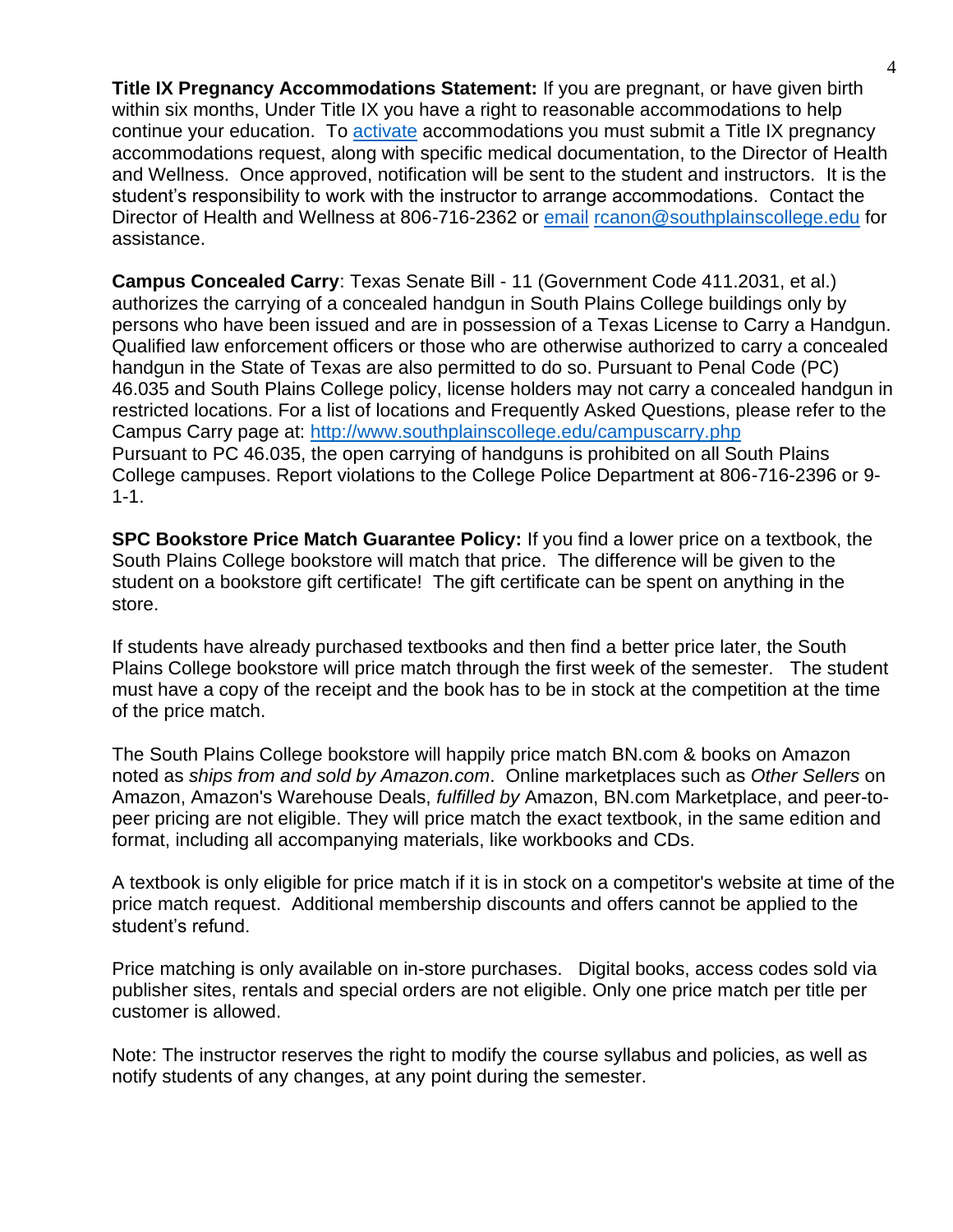**Title IX Pregnancy Accommodations Statement:** If you are pregnant, or have given birth within six months, Under Title IX you have a right to reasonable accommodations to help continue your education. To activate accommodations you must submit a Title IX pregnancy accommodations request, along with specific medical documentation, to the Director of Health and Wellness. Once approved, notification will be sent to the student and instructors. It is the student's responsibility to work with the instructor to arrange accommodations. Contact the Director of Health and Wellness at 806-716-2362 or email rcanon@southplainscollege.edu for assistance.

**Campus Concealed Carry**: Texas Senate Bill - 11 (Government Code 411.2031, et al.) authorizes the carrying of a concealed handgun in South Plains College buildings only by persons who have been issued and are in possession of a Texas License to Carry a Handgun. Qualified law enforcement officers or those who are otherwise authorized to carry a concealed handgun in the State of Texas are also permitted to do so. Pursuant to Penal Code (PC) 46.035 and South Plains College policy, license holders may not carry a concealed handgun in restricted locations. For a list of locations and Frequently Asked Questions, please refer to the Campus Carry page at: http://www.southplainscollege.edu/campuscarry.php
Pursuant to PC 46.035, the open carrying of handguns is prohibited on all South Plains College campuses. Report violations to the College Police Department at 806-716-2396 or 9-1-1.

**SPC Bookstore Price Match Guarantee Policy:** If you find a lower price on a textbook, the South Plains College bookstore will match that price. The difference will be given to the student on a bookstore gift certificate! The gift certificate can be spent on anything in the store.

If students have already purchased textbooks and then find a better price later, the South Plains College bookstore will price match through the first week of the semester. The student must have a copy of the receipt and the book has to be in stock at the competition at the time of the price match.

The South Plains College bookstore will happily price match BN.com & books on Amazon noted as *ships from and sold by Amazon.com*. Online marketplaces such as *Other Sellers* on Amazon, Amazon's Warehouse Deals, *fulfilled by* Amazon, BN.com Marketplace, and peer-to-peer pricing are not eligible. They will price match the exact textbook, in the same edition and format, including all accompanying materials, like workbooks and CDs.

A textbook is only eligible for price match if it is in stock on a competitor's website at time of the price match request. Additional membership discounts and offers cannot be applied to the student's refund.

Price matching is only available on in-store purchases. Digital books, access codes sold via publisher sites, rentals and special orders are not eligible. Only one price match per title per customer is allowed.

Note: The instructor reserves the right to modify the course syllabus and policies, as well as notify students of any changes, at any point during the semester.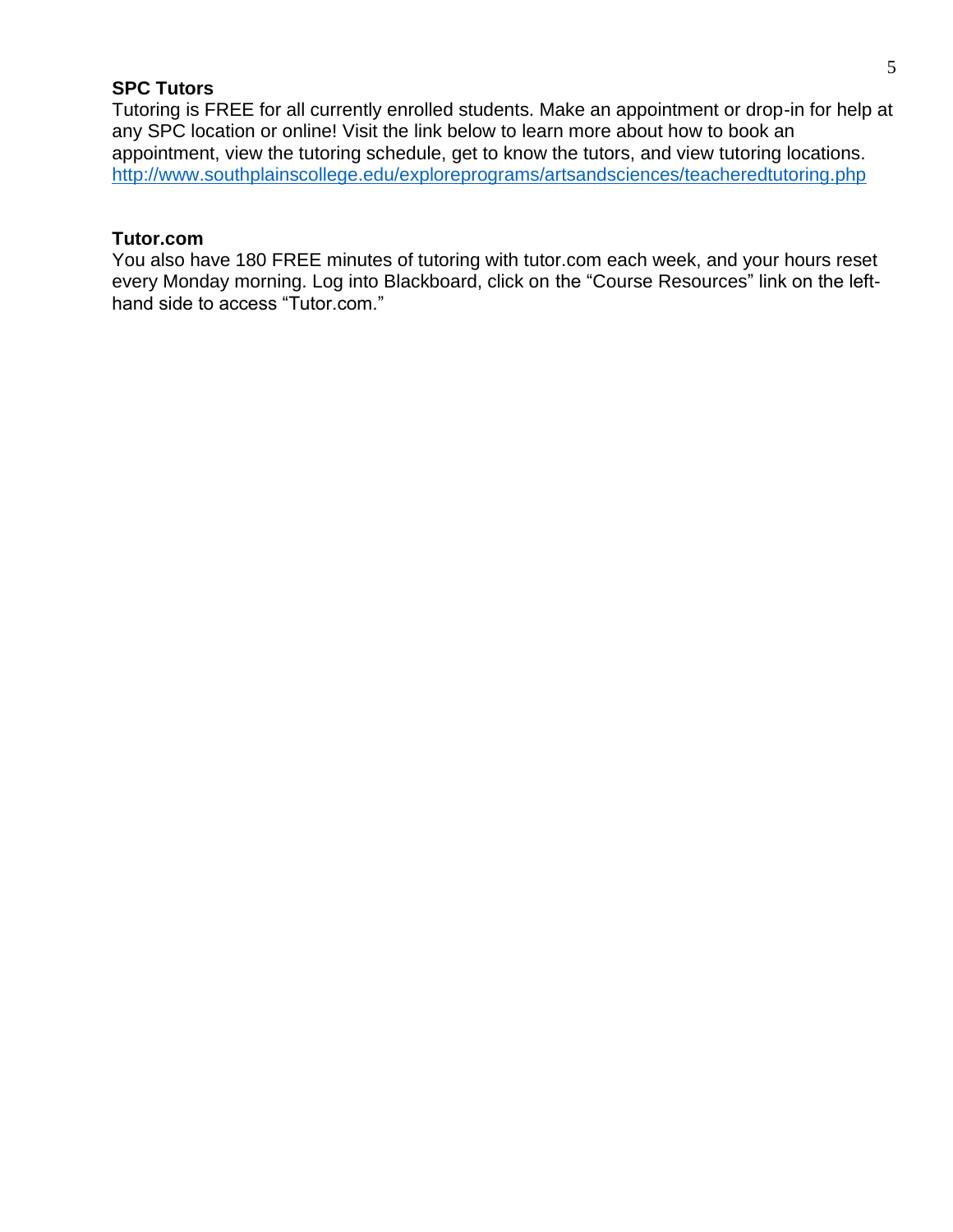**SPC Tutors**

Tutoring is FREE for all currently enrolled students. Make an appointment or drop-in for help at any SPC location or online! Visit the link below to learn more about how to book an appointment, view the tutoring schedule, get to know the tutors, and view tutoring locations.
http://www.southplainscollege.edu/exploreprograms/artsandsciences/teacheredtutoring.php

**Tutor.com**

You also have 180 FREE minutes of tutoring with tutor.com each week, and your hours reset every Monday morning. Log into Blackboard, click on the "Course Resources" link on the left-hand side to access "Tutor.com."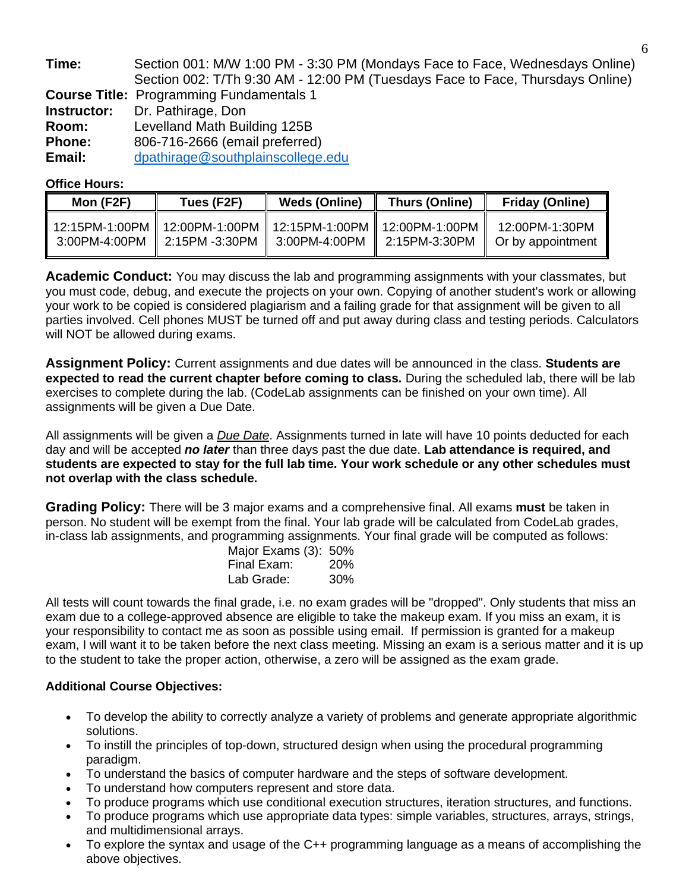**Time:** Section 001: M/W 1:00 PM - 3:30 PM (Mondays Face to Face, Wednesdays Online)
Section 002: T/Th 9:30 AM - 12:00 PM (Tuesdays Face to Face, Thursdays Online)
**Course Title:** Programming Fundamentals 1
**Instructor:** Dr. Pathirage, Don
**Room:** Levelland Math Building 125B
**Phone:** 806-716-2666 (email preferred)
**Email:** dpathirage@southplainscollege.edu

**Office Hours:**

| Mon (F2F) | Tues (F2F) | Weds (Online) | Thurs (Online) | Friday (Online) |
|---|---|---|---|---|
| 12:15PM-1:00PM<br>3:00PM-4:00PM | 12:00PM-1:00PM<br>2:15PM -3:30PM | 12:15PM-1:00PM<br>3:00PM-4:00PM | 12:00PM-1:00PM<br>2:15PM-3:30PM | 12:00PM-1:30PM<br>Or by appointment |

**Academic Conduct:** You may discuss the lab and programming assignments with your classmates, but you must code, debug, and execute the projects on your own. Copying of another student's work or allowing your work to be copied is considered plagiarism and a failing grade for that assignment will be given to all parties involved. Cell phones MUST be turned off and put away during class and testing periods. Calculators will NOT be allowed during exams.

**Assignment Policy:** Current assignments and due dates will be announced in the class. **Students are expected to read the current chapter before coming to class.** During the scheduled lab, there will be lab exercises to complete during the lab. (CodeLab assignments can be finished on your own time). All assignments will be given a Due Date.

All assignments will be given a *Due Date*. Assignments turned in late will have 10 points deducted for each day and will be accepted ***no later*** than three days past the due date. **Lab attendance is required, and students are expected to stay for the full lab time. Your work schedule or any other schedules must not overlap with the class schedule.**

**Grading Policy:** There will be 3 major exams and a comprehensive final. All exams **must** be taken in person. No student will be exempt from the final. Your lab grade will be calculated from CodeLab grades, in-class lab assignments, and programming assignments. Your final grade will be computed as follows:

| | |
|---|---|
| Major Exams (3): | 50% |
| Final Exam: | 20% |
| Lab Grade: | 30% |

All tests will count towards the final grade, i.e. no exam grades will be "dropped". Only students that miss an exam due to a college-approved absence are eligible to take the makeup exam. If you miss an exam, it is your responsibility to contact me as soon as possible using email. If permission is granted for a makeup exam, I will want it to be taken before the next class meeting. Missing an exam is a serious matter and it is up to the student to take the proper action, otherwise, a zero will be assigned as the exam grade.

**Additional Course Objectives:**

- To develop the ability to correctly analyze a variety of problems and generate appropriate algorithmic solutions.
- To instill the principles of top-down, structured design when using the procedural programming paradigm.
- To understand the basics of computer hardware and the steps of software development.
- To understand how computers represent and store data.
- To produce programs which use conditional execution structures, iteration structures, and functions.
- To produce programs which use appropriate data types: simple variables, structures, arrays, strings, and multidimensional arrays.
- To explore the syntax and usage of the C++ programming language as a means of accomplishing the above objectives.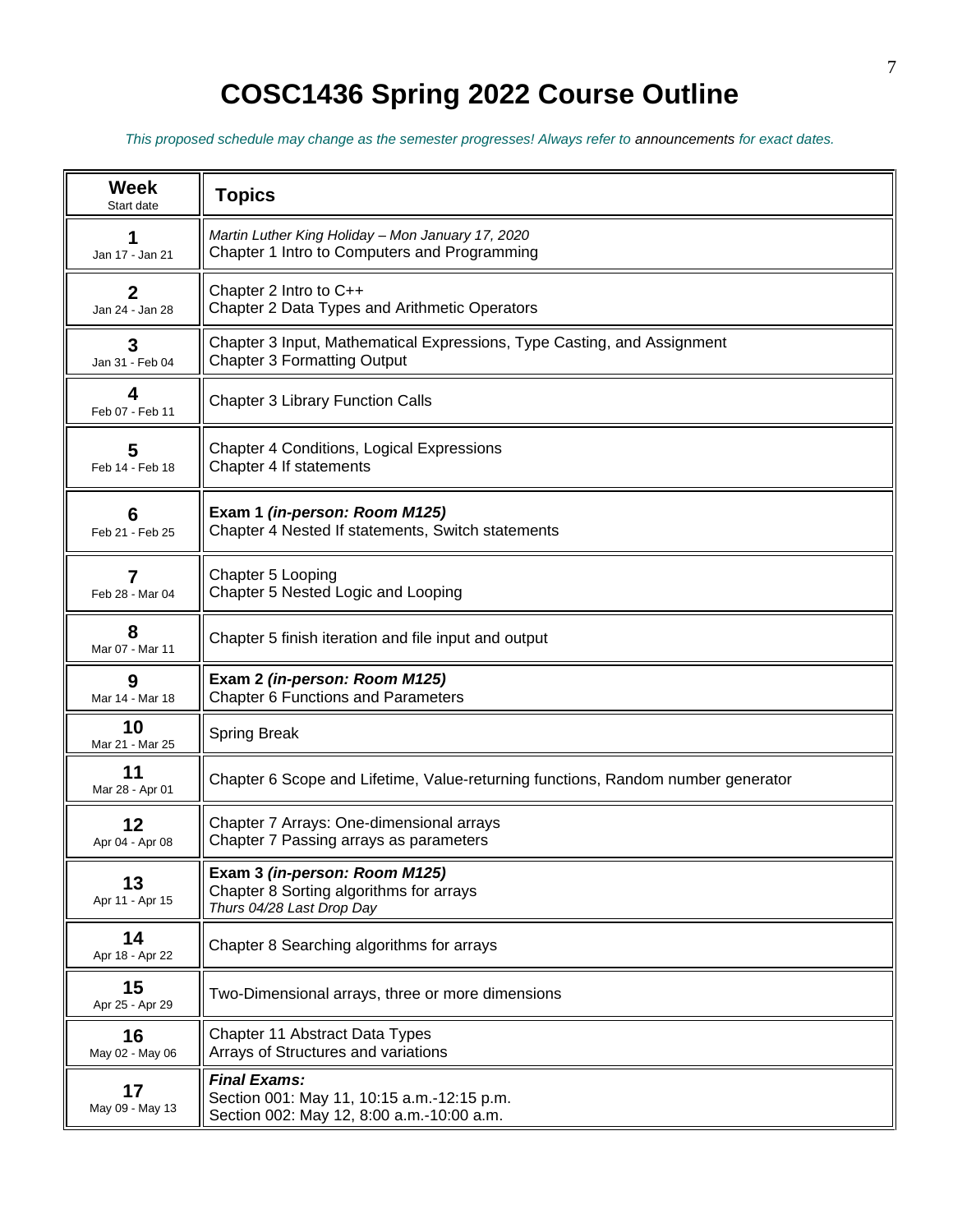# COSC1436 Spring 2022 Course Outline

*This proposed schedule may change as the semester progresses! Always refer to announcements for exact dates.*

| **Week**<br>Start date | **Topics** |
|---|---|
| **1**<br>Jan 17 - Jan 21 | *Martin Luther King Holiday – Mon January 17, 2020*<br>Chapter 1 Intro to Computers and Programming |
| **2**<br>Jan 24 - Jan 28 | Chapter 2 Intro to C++<br>Chapter 2 Data Types and Arithmetic Operators |
| **3**<br>Jan 31 - Feb 04 | Chapter 3 Input, Mathematical Expressions, Type Casting, and Assignment<br>Chapter 3 Formatting Output |
| **4**<br>Feb 07 - Feb 11 | Chapter 3 Library Function Calls |
| **5**<br>Feb 14 - Feb 18 | Chapter 4 Conditions, Logical Expressions<br>Chapter 4 If statements |
| **6**<br>Feb 21 - Feb 25 | **Exam 1 *(in-person: Room M125)***<br>Chapter 4 Nested If statements, Switch statements |
| **7**<br>Feb 28 - Mar 04 | Chapter 5 Looping<br>Chapter 5 Nested Logic and Looping |
| **8**<br>Mar 07 - Mar 11 | Chapter 5 finish iteration and file input and output |
| **9**<br>Mar 14 - Mar 18 | **Exam 2 *(in-person: Room M125)***<br>Chapter 6 Functions and Parameters |
| **10**<br>Mar 21 - Mar 25 | Spring Break |
| **11**<br>Mar 28 - Apr 01 | Chapter 6 Scope and Lifetime, Value-returning functions, Random number generator |
| **12**<br>Apr 04 - Apr 08 | Chapter 7 Arrays: One-dimensional arrays<br>Chapter 7 Passing arrays as parameters |
| **13**<br>Apr 11 - Apr 15 | **Exam 3 *(in-person: Room M125)***<br>Chapter 8 Sorting algorithms for arrays<br>*Thurs 04/28 Last Drop Day* |
| **14**<br>Apr 18 - Apr 22 | Chapter 8 Searching algorithms for arrays |
| **15**<br>Apr 25 - Apr 29 | Two-Dimensional arrays, three or more dimensions |
| **16**<br>May 02 - May 06 | Chapter 11 Abstract Data Types<br>Arrays of Structures and variations |
| **17**<br>May 09 - May 13 | ***Final Exams:***<br>Section 001: May 11, 10:15 a.m.-12:15 p.m.<br>Section 002: May 12, 8:00 a.m.-10:00 a.m. |